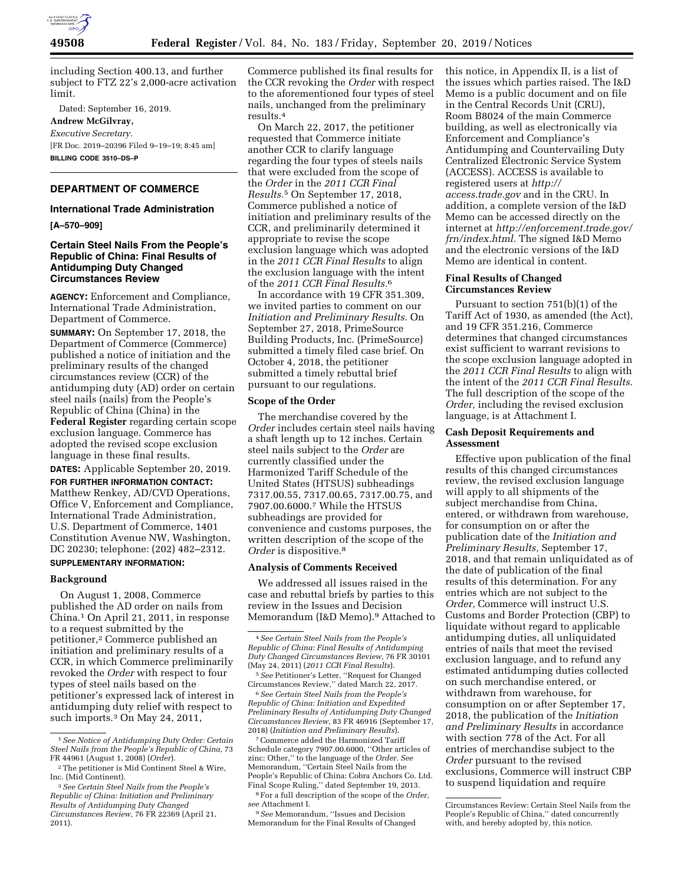including Section 400.13, and further subject to FTZ 22's 2,000-acre activation limit.

Dated: September 16, 2019.

**Andrew McGilvray,**

*Executive Secretary.*

[FR Doc. 2019–20396 Filed 9–19–19; 8:45 am]

**BILLING CODE 3510–DS–P**

## DEPARTMENT OF COMMERCE

### International Trade Administration

**[A–570–909]**

### Certain Steel Nails From the People's Republic of China: Final Results of Antidumping Duty Changed Circumstances Review

**AGENCY:** Enforcement and Compliance, International Trade Administration, Department of Commerce.

**SUMMARY:** On September 17, 2018, the Department of Commerce (Commerce) published a notice of initiation and the preliminary results of the changed circumstances review (CCR) of the antidumping duty (AD) order on certain steel nails (nails) from the People's Republic of China (China) in the **Federal Register** regarding certain scope exclusion language. Commerce has adopted the revised scope exclusion language in these final results.

**DATES:** Applicable September 20, 2019.

**FOR FURTHER INFORMATION CONTACT:** Matthew Renkey, AD/CVD Operations, Office V, Enforcement and Compliance, International Trade Administration, U.S. Department of Commerce, 1401 Constitution Avenue NW, Washington, DC 20230; telephone: (202) 482–2312.

**SUPPLEMENTARY INFORMATION:**

#### Background

On August 1, 2008, Commerce published the AD order on nails from China.[1] On April 21, 2011, in response to a request submitted by the petitioner,[2] Commerce published an initiation and preliminary results of a CCR, in which Commerce preliminarily revoked the *Order* with respect to four types of steel nails based on the petitioner's expressed lack of interest in antidumping duty relief with respect to such imports.[3] On May 24, 2011, Commerce published its final results for the CCR revoking the *Order* with respect to the aforementioned four types of steel nails, unchanged from the preliminary results.[4]

On March 22, 2017, the petitioner requested that Commerce initiate another CCR to clarify language regarding the four types of steels nails that were excluded from the scope of the *Order* in the *2011 CCR Final Results.*[5] On September 17, 2018, Commerce published a notice of initiation and preliminary results of the CCR, and preliminarily determined it appropriate to revise the scope exclusion language which was adopted in the *2011 CCR Final Results* to align the exclusion language with the intent of the *2011 CCR Final Results.*[6]

In accordance with 19 CFR 351.309, we invited parties to comment on our *Initiation and Preliminary Results.* On September 27, 2018, PrimeSource Building Products, Inc. (PrimeSource) submitted a timely filed case brief. On October 4, 2018, the petitioner submitted a timely rebuttal brief pursuant to our regulations.

#### Scope of the Order

The merchandise covered by the *Order* includes certain steel nails having a shaft length up to 12 inches. Certain steel nails subject to the *Order* are currently classified under the Harmonized Tariff Schedule of the United States (HTSUS) subheadings 7317.00.55, 7317.00.65, 7317.00.75, and 7907.00.6000.[7] While the HTSUS subheadings are provided for convenience and customs purposes, the written description of the scope of the *Order* is dispositive.[8]

#### Analysis of Comments Received

We addressed all issues raised in the case and rebuttal briefs by parties to this review in the Issues and Decision Memorandum (I&D Memo).[9] Attached to this notice, in Appendix II, is a list of the issues which parties raised. The I&D Memo is a public document and on file in the Central Records Unit (CRU), Room B8024 of the main Commerce building, as well as electronically via Enforcement and Compliance's Antidumping and Countervailing Duty Centralized Electronic Service System (ACCESS). ACCESS is available to registered users at *http://access.trade.gov* and in the CRU. In addition, a complete version of the I&D Memo can be accessed directly on the internet at *http://enforcement.trade.gov/frn/index.html.* The signed I&D Memo and the electronic versions of the I&D Memo are identical in content.

#### Final Results of Changed Circumstances Review

Pursuant to section 751(b)(1) of the Tariff Act of 1930, as amended (the Act), and 19 CFR 351.216, Commerce determines that changed circumstances exist sufficient to warrant revisions to the scope exclusion language adopted in the *2011 CCR Final Results* to align with the intent of the *2011 CCR Final Results.* The full description of the scope of the *Order,* including the revised exclusion language, is at Attachment I.

#### Cash Deposit Requirements and Assessment

Effective upon publication of the final results of this changed circumstances review, the revised exclusion language will apply to all shipments of the subject merchandise from China, entered, or withdrawn from warehouse, for consumption on or after the publication date of the *Initiation and Preliminary Results,* September 17, 2018, and that remain unliquidated as of the date of publication of the final results of this determination. For any entries which are not subject to the *Order,* Commerce will instruct U.S. Customs and Border Protection (CBP) to liquidate without regard to applicable antidumping duties, all unliquidated entries of nails that meet the revised exclusion language, and to refund any estimated antidumping duties collected on such merchandise entered, or withdrawn from warehouse, for consumption on or after September 17, 2018, the publication of the *Initiation and Preliminary Results* in accordance with section 778 of the Act. For all entries of merchandise subject to the *Order* pursuant to the revised exclusions, Commerce will instruct CBP to suspend liquidation and require

---

[1] *See Notice of Antidumping Duty Order: Certain Steel Nails from the People's Republic of China,* 73 FR 44961 (August 1, 2008) (*Order*).

[2] The petitioner is Mid Continent Steel & Wire, Inc. (Mid Continent).

[3] *See Certain Steel Nails from the People's Republic of China: Initiation and Preliminary Results of Antidumping Duty Changed Circumstances Review,* 76 FR 22369 (April 21, 2011).

[4] *See Certain Steel Nails from the People's Republic of China: Final Results of Antidumping Duty Changed Circumstances Review,* 76 FR 30101 (May 24, 2011) (*2011 CCR Final Results*).

[5] *See* Petitioner's Letter, "Request for Changed Circumstances Review," dated March 22, 2017.

[6] *See Certain Steel Nails from the People's Republic of China: Initiation and Expedited Preliminary Results of Antidumping Duty Changed Circumstances Review,* 83 FR 46916 (September 17, 2018) (*Initiation and Preliminary Results*).

[7] Commerce added the Harmonized Tariff Schedule category 7907.00.6000, "Other articles of zinc: Other," to the language of the *Order. See* Memorandum, "Certain Steel Nails from the People's Republic of China: Cobra Anchors Co. Ltd. Final Scope Ruling," dated September 19, 2013.

[8] For a full description of the scope of the *Order, see* Attachment I.

[9] *See* Memorandum, "Issues and Decision Memorandum for the Final Results of Changed Circumstances Review: Certain Steel Nails from the People's Republic of China," dated concurrently with, and hereby adopted by, this notice.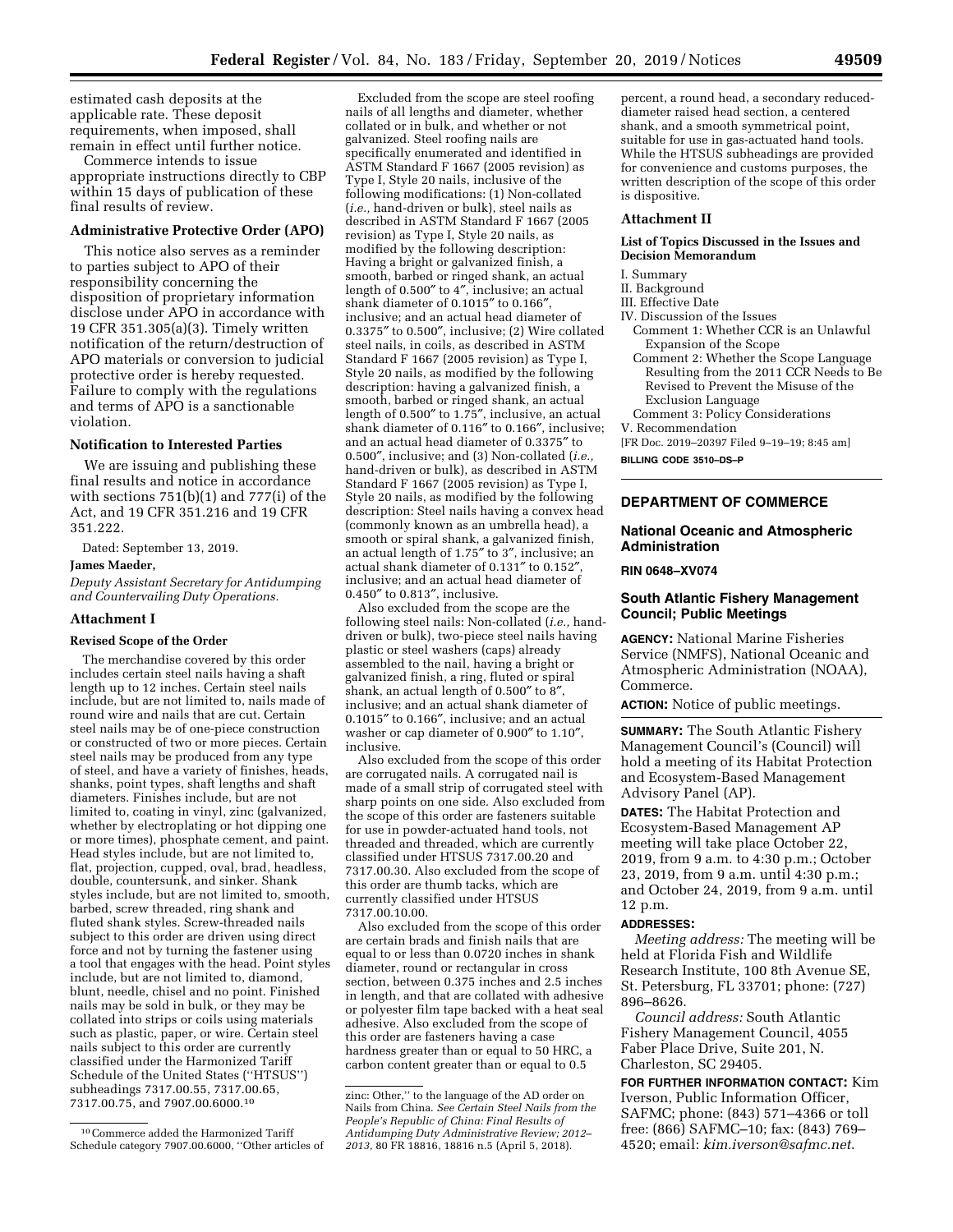estimated cash deposits at the applicable rate. These deposit requirements, when imposed, shall remain in effect until further notice.

Commerce intends to issue appropriate instructions directly to CBP within 15 days of publication of these final results of review.

### Administrative Protective Order (APO)

This notice also serves as a reminder to parties subject to APO of their responsibility concerning the disposition of proprietary information disclose under APO in accordance with 19 CFR 351.305(a)(3). Timely written notification of the return/destruction of APO materials or conversion to judicial protective order is hereby requested. Failure to comply with the regulations and terms of APO is a sanctionable violation.

### Notification to Interested Parties

We are issuing and publishing these final results and notice in accordance with sections 751(b)(1) and 777(i) of the Act, and 19 CFR 351.216 and 19 CFR 351.222.

Dated: September 13, 2019.

**James Maeder,**

*Deputy Assistant Secretary for Antidumping and Countervailing Duty Operations.*

### Attachment I

#### Revised Scope of the Order

The merchandise covered by this order includes certain steel nails having a shaft length up to 12 inches. Certain steel nails include, but are not limited to, nails made of round wire and nails that are cut. Certain steel nails may be of one-piece construction or constructed of two or more pieces. Certain steel nails may be produced from any type of steel, and have a variety of finishes, heads, shanks, point types, shaft lengths and shaft diameters. Finishes include, but are not limited to, coating in vinyl, zinc (galvanized, whether by electroplating or hot dipping one or more times), phosphate cement, and paint. Head styles include, but are not limited to, flat, projection, cupped, oval, brad, headless, double, countersunk, and sinker. Shank styles include, but are not limited to, smooth, barbed, screw threaded, ring shank and fluted shank styles. Screw-threaded nails subject to this order are driven using direct force and not by turning the fastener using a tool that engages with the head. Point styles include, but are not limited to, diamond, blunt, needle, chisel and no point. Finished nails may be sold in bulk, or they may be collated into strips or coils using materials such as plastic, paper, or wire. Certain steel nails subject to this order are currently classified under the Harmonized Tariff Schedule of the United States (''HTSUS'') subheadings 7317.00.55, 7317.00.65, 7317.00.75, and 7907.00.6000.[10]

Excluded from the scope are steel roofing nails of all lengths and diameter, whether collated or in bulk, and whether or not galvanized. Steel roofing nails are specifically enumerated and identified in ASTM Standard F 1667 (2005 revision) as Type I, Style 20 nails, inclusive of the following modifications: (1) Non-collated (*i.e.,* hand-driven or bulk), steel nails as described in ASTM Standard F 1667 (2005 revision) as Type I, Style 20 nails, as modified by the following description: Having a bright or galvanized finish, a smooth, barbed or ringed shank, an actual length of 0.500″ to 4″, inclusive; an actual shank diameter of 0.1015″ to 0.166″, inclusive; and an actual head diameter of 0.3375″ to 0.500″, inclusive; (2) Wire collated steel nails, in coils, as described in ASTM Standard F 1667 (2005 revision) as Type I, Style 20 nails, as modified by the following description: having a galvanized finish, a smooth, barbed or ringed shank, an actual length of 0.500″ to 1.75″, inclusive, an actual shank diameter of 0.116″ to 0.166″, inclusive; and an actual head diameter of 0.3375″ to 0.500″, inclusive; and (3) Non-collated (*i.e.,* hand-driven or bulk), as described in ASTM Standard F 1667 (2005 revision) as Type I, Style 20 nails, as modified by the following description: Steel nails having a convex head (commonly known as an umbrella head), a smooth or spiral shank, a galvanized finish, an actual length of 1.75″ to 3″, inclusive; an actual shank diameter of 0.131″ to 0.152″, inclusive; and an actual head diameter of 0.450″ to 0.813″, inclusive.

Also excluded from the scope are the following steel nails: Non-collated (*i.e.,* hand-driven or bulk), two-piece steel nails having plastic or steel washers (caps) already assembled to the nail, having a bright or galvanized finish, a ring, fluted or spiral shank, an actual length of 0.500″ to 8″, inclusive; and an actual shank diameter of 0.1015″ to 0.166″, inclusive; and an actual washer or cap diameter of 0.900″ to 1.10″, inclusive.

Also excluded from the scope of this order are corrugated nails. A corrugated nail is made of a small strip of corrugated steel with sharp points on one side. Also excluded from the scope of this order are fasteners suitable for use in powder-actuated hand tools, not threaded and threaded, which are currently classified under HTSUS 7317.00.20 and 7317.00.30. Also excluded from the scope of this order are thumb tacks, which are currently classified under HTSUS 7317.00.10.00.

Also excluded from the scope of this order are certain brads and finish nails that are equal to or less than 0.0720 inches in shank diameter, round or rectangular in cross section, between 0.375 inches and 2.5 inches in length, and that are collated with adhesive or polyester film tape backed with a heat seal adhesive. Also excluded from the scope of this order are fasteners having a case hardness greater than or equal to 50 HRC, a carbon content greater than or equal to 0.5 percent, a round head, a secondary reduced-diameter raised head section, a centered shank, and a smooth symmetrical point, suitable for use in gas-actuated hand tools. While the HTSUS subheadings are provided for convenience and customs purposes, the written description of the scope of this order is dispositive.

[10] Commerce added the Harmonized Tariff Schedule category 7907.00.6000, ''Other articles of zinc: Other,'' to the language of the AD order on Nails from China. *See Certain Steel Nails from the People's Republic of China: Final Results of Antidumping Duty Administrative Review; 2012–2013,* 80 FR 18816, 18816 n.5 (April 5, 2018).

### Attachment II

#### List of Topics Discussed in the Issues and Decision Memorandum

I. Summary
II. Background
III. Effective Date
IV. Discussion of the Issues
  Comment 1: Whether CCR is an Unlawful Expansion of the Scope
  Comment 2: Whether the Scope Language Resulting from the 2011 CCR Needs to Be Revised to Prevent the Misuse of the Exclusion Language
  Comment 3: Policy Considerations
V. Recommendation

[FR Doc. 2019–20397 Filed 9–19–19; 8:45 am]

**BILLING CODE 3510–DS–P**

## DEPARTMENT OF COMMERCE

### National Oceanic and Atmospheric Administration

**RIN 0648–XV074**

### South Atlantic Fishery Management Council; Public Meetings

**AGENCY:** National Marine Fisheries Service (NMFS), National Oceanic and Atmospheric Administration (NOAA), Commerce.

**ACTION:** Notice of public meetings.

**SUMMARY:** The South Atlantic Fishery Management Council's (Council) will hold a meeting of its Habitat Protection and Ecosystem-Based Management Advisory Panel (AP).

**DATES:** The Habitat Protection and Ecosystem-Based Management AP meeting will take place October 22, 2019, from 9 a.m. to 4:30 p.m.; October 23, 2019, from 9 a.m. until 4:30 p.m.; and October 24, 2019, from 9 a.m. until 12 p.m.

**ADDRESSES:**

*Meeting address:* The meeting will be held at Florida Fish and Wildlife Research Institute, 100 8th Avenue SE, St. Petersburg, FL 33701; phone: (727) 896–8626.

*Council address:* South Atlantic Fishery Management Council, 4055 Faber Place Drive, Suite 201, N. Charleston, SC 29405.

**FOR FURTHER INFORMATION CONTACT:** Kim Iverson, Public Information Officer, SAFMC; phone: (843) 571–4366 or toll free: (866) SAFMC–10; fax: (843) 769–4520; email: *kim.iverson@safmc.net.*